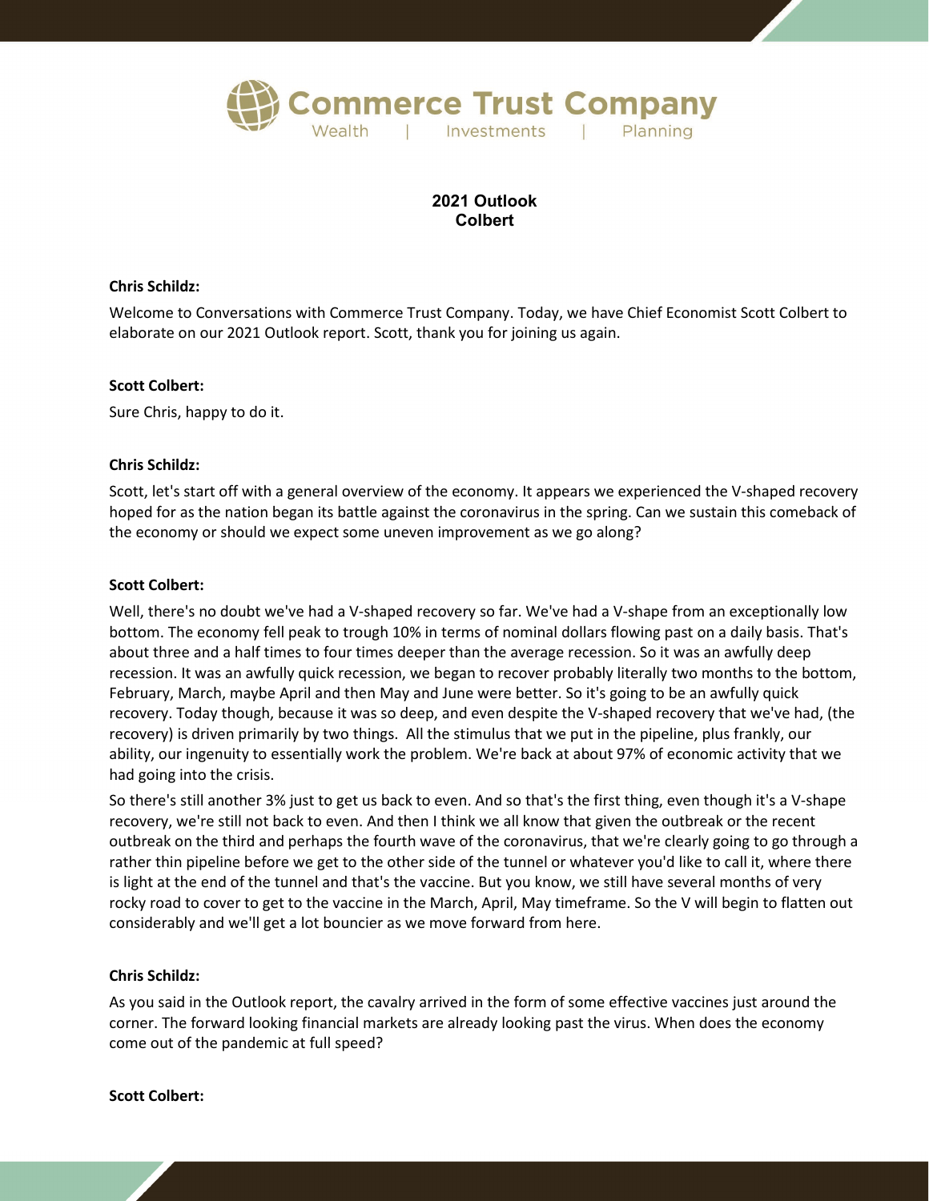Commerce Trust Company
Wealth | Investments | Planning

# 2021 Outlook
## Colbert

**Chris Schildz:**

Welcome to Conversations with Commerce Trust Company. Today, we have Chief Economist Scott Colbert to elaborate on our 2021 Outlook report. Scott, thank you for joining us again.

**Scott Colbert:**

Sure Chris, happy to do it.

**Chris Schildz:**

Scott, let's start off with a general overview of the economy. It appears we experienced the V-shaped recovery hoped for as the nation began its battle against the coronavirus in the spring. Can we sustain this comeback of the economy or should we expect some uneven improvement as we go along?

**Scott Colbert:**

Well, there's no doubt we've had a V-shaped recovery so far. We've had a V-shape from an exceptionally low bottom. The economy fell peak to trough 10% in terms of nominal dollars flowing past on a daily basis. That's about three and a half times to four times deeper than the average recession. So it was an awfully deep recession. It was an awfully quick recession, we began to recover probably literally two months to the bottom, February, March, maybe April and then May and June were better. So it's going to be an awfully quick recovery. Today though, because it was so deep, and even despite the V-shaped recovery that we've had, (the recovery) is driven primarily by two things. All the stimulus that we put in the pipeline, plus frankly, our ability, our ingenuity to essentially work the problem. We're back at about 97% of economic activity that we had going into the crisis.

So there's still another 3% just to get us back to even. And so that's the first thing, even though it's a V-shape recovery, we're still not back to even. And then I think we all know that given the outbreak or the recent outbreak on the third and perhaps the fourth wave of the coronavirus, that we're clearly going to go through a rather thin pipeline before we get to the other side of the tunnel or whatever you'd like to call it, where there is light at the end of the tunnel and that's the vaccine. But you know, we still have several months of very rocky road to cover to get to the vaccine in the March, April, May timeframe. So the V will begin to flatten out considerably and we'll get a lot bouncier as we move forward from here.

**Chris Schildz:**

As you said in the Outlook report, the cavalry arrived in the form of some effective vaccines just around the corner. The forward looking financial markets are already looking past the virus. When does the economy come out of the pandemic at full speed?

**Scott Colbert:**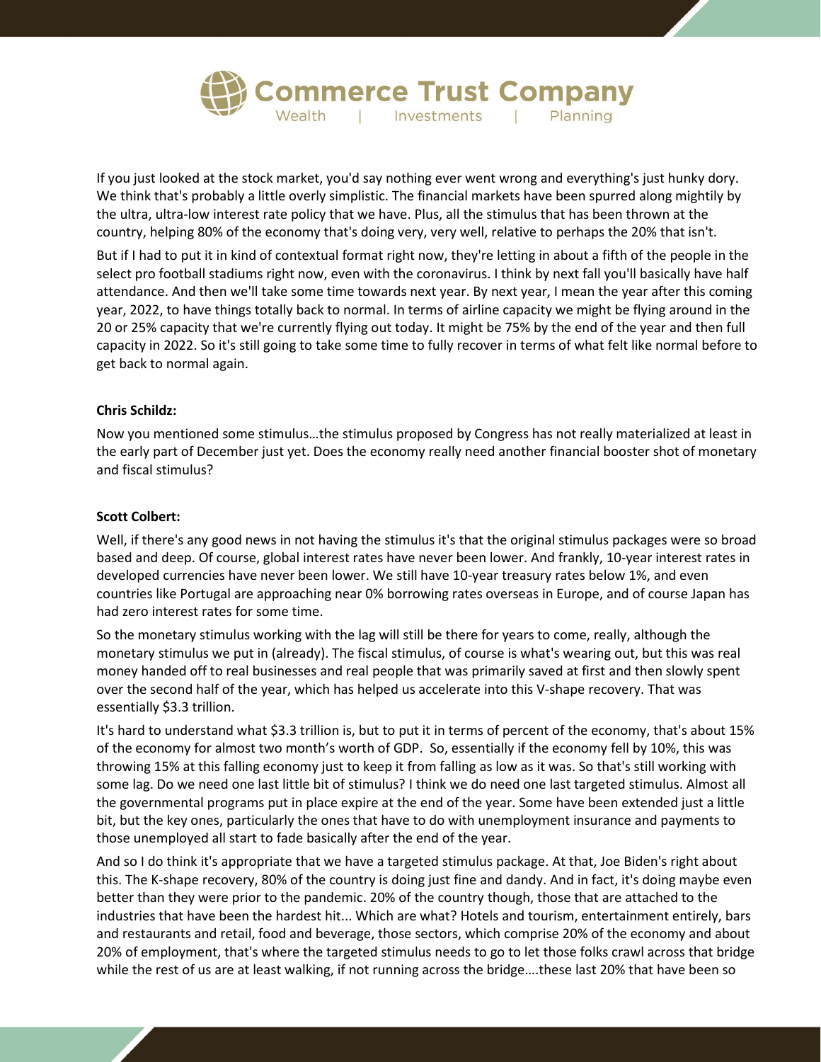If you just looked at the stock market, you'd say nothing ever went wrong and everything's just hunky dory. We think that's probably a little overly simplistic. The financial markets have been spurred along mightily by the ultra, ultra-low interest rate policy that we have. Plus, all the stimulus that has been thrown at the country, helping 80% of the economy that's doing very, very well, relative to perhaps the 20% that isn't.

But if I had to put it in kind of contextual format right now, they're letting in about a fifth of the people in the select pro football stadiums right now, even with the coronavirus. I think by next fall you'll basically have half attendance. And then we'll take some time towards next year. By next year, I mean the year after this coming year, 2022, to have things totally back to normal. In terms of airline capacity we might be flying around in the 20 or 25% capacity that we're currently flying out today. It might be 75% by the end of the year and then full capacity in 2022. So it's still going to take some time to fully recover in terms of what felt like normal before to get back to normal again.

**Chris Schildz:**

Now you mentioned some stimulus…the stimulus proposed by Congress has not really materialized at least in the early part of December just yet. Does the economy really need another financial booster shot of monetary and fiscal stimulus?

**Scott Colbert:**

Well, if there's any good news in not having the stimulus it's that the original stimulus packages were so broad based and deep. Of course, global interest rates have never been lower. And frankly, 10-year interest rates in developed currencies have never been lower. We still have 10-year treasury rates below 1%, and even countries like Portugal are approaching near 0% borrowing rates overseas in Europe, and of course Japan has had zero interest rates for some time.

So the monetary stimulus working with the lag will still be there for years to come, really, although the monetary stimulus we put in (already). The fiscal stimulus, of course is what's wearing out, but this was real money handed off to real businesses and real people that was primarily saved at first and then slowly spent over the second half of the year, which has helped us accelerate into this V-shape recovery. That was essentially $3.3 trillion.

It's hard to understand what $3.3 trillion is, but to put it in terms of percent of the economy, that's about 15% of the economy for almost two month's worth of GDP. So, essentially if the economy fell by 10%, this was throwing 15% at this falling economy just to keep it from falling as low as it was. So that's still working with some lag. Do we need one last little bit of stimulus? I think we do need one last targeted stimulus. Almost all the governmental programs put in place expire at the end of the year. Some have been extended just a little bit, but the key ones, particularly the ones that have to do with unemployment insurance and payments to those unemployed all start to fade basically after the end of the year.

And so I do think it's appropriate that we have a targeted stimulus package. At that, Joe Biden's right about this. The K-shape recovery, 80% of the country is doing just fine and dandy. And in fact, it's doing maybe even better than they were prior to the pandemic. 20% of the country though, those that are attached to the industries that have been the hardest hit... Which are what? Hotels and tourism, entertainment entirely, bars and restaurants and retail, food and beverage, those sectors, which comprise 20% of the economy and about 20% of employment, that's where the targeted stimulus needs to go to let those folks crawl across that bridge while the rest of us are at least walking, if not running across the bridge….these last 20% that have been so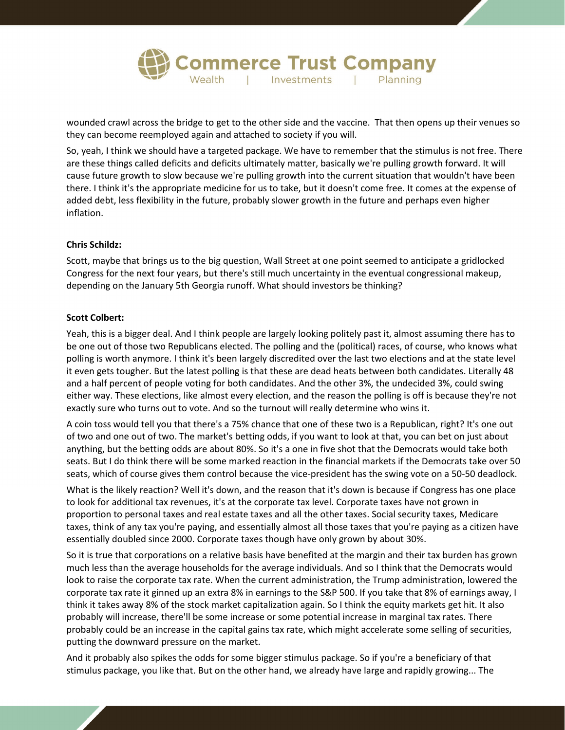wounded crawl across the bridge to get to the other side and the vaccine. That then opens up their venues so they can become reemployed again and attached to society if you will.

So, yeah, I think we should have a targeted package. We have to remember that the stimulus is not free. There are these things called deficits and deficits ultimately matter, basically we're pulling growth forward. It will cause future growth to slow because we're pulling growth into the current situation that wouldn't have been there. I think it's the appropriate medicine for us to take, but it doesn't come free. It comes at the expense of added debt, less flexibility in the future, probably slower growth in the future and perhaps even higher inflation.

**Chris Schildz:**

Scott, maybe that brings us to the big question, Wall Street at one point seemed to anticipate a gridlocked Congress for the next four years, but there's still much uncertainty in the eventual congressional makeup, depending on the January 5th Georgia runoff. What should investors be thinking?

**Scott Colbert:**

Yeah, this is a bigger deal. And I think people are largely looking politely past it, almost assuming there has to be one out of those two Republicans elected. The polling and the (political) races, of course, who knows what polling is worth anymore. I think it's been largely discredited over the last two elections and at the state level it even gets tougher. But the latest polling is that these are dead heats between both candidates. Literally 48 and a half percent of people voting for both candidates. And the other 3%, the undecided 3%, could swing either way. These elections, like almost every election, and the reason the polling is off is because they're not exactly sure who turns out to vote. And so the turnout will really determine who wins it.

A coin toss would tell you that there's a 75% chance that one of these two is a Republican, right? It's one out of two and one out of two. The market's betting odds, if you want to look at that, you can bet on just about anything, but the betting odds are about 80%. So it's a one in five shot that the Democrats would take both seats. But I do think there will be some marked reaction in the financial markets if the Democrats take over 50 seats, which of course gives them control because the vice-president has the swing vote on a 50-50 deadlock.

What is the likely reaction? Well it's down, and the reason that it's down is because if Congress has one place to look for additional tax revenues, it's at the corporate tax level. Corporate taxes have not grown in proportion to personal taxes and real estate taxes and all the other taxes. Social security taxes, Medicare taxes, think of any tax you're paying, and essentially almost all those taxes that you're paying as a citizen have essentially doubled since 2000. Corporate taxes though have only grown by about 30%.

So it is true that corporations on a relative basis have benefited at the margin and their tax burden has grown much less than the average households for the average individuals. And so I think that the Democrats would look to raise the corporate tax rate. When the current administration, the Trump administration, lowered the corporate tax rate it ginned up an extra 8% in earnings to the S&P 500. If you take that 8% of earnings away, I think it takes away 8% of the stock market capitalization again. So I think the equity markets get hit. It also probably will increase, there'll be some increase or some potential increase in marginal tax rates. There probably could be an increase in the capital gains tax rate, which might accelerate some selling of securities, putting the downward pressure on the market.

And it probably also spikes the odds for some bigger stimulus package. So if you're a beneficiary of that stimulus package, you like that. But on the other hand, we already have large and rapidly growing... The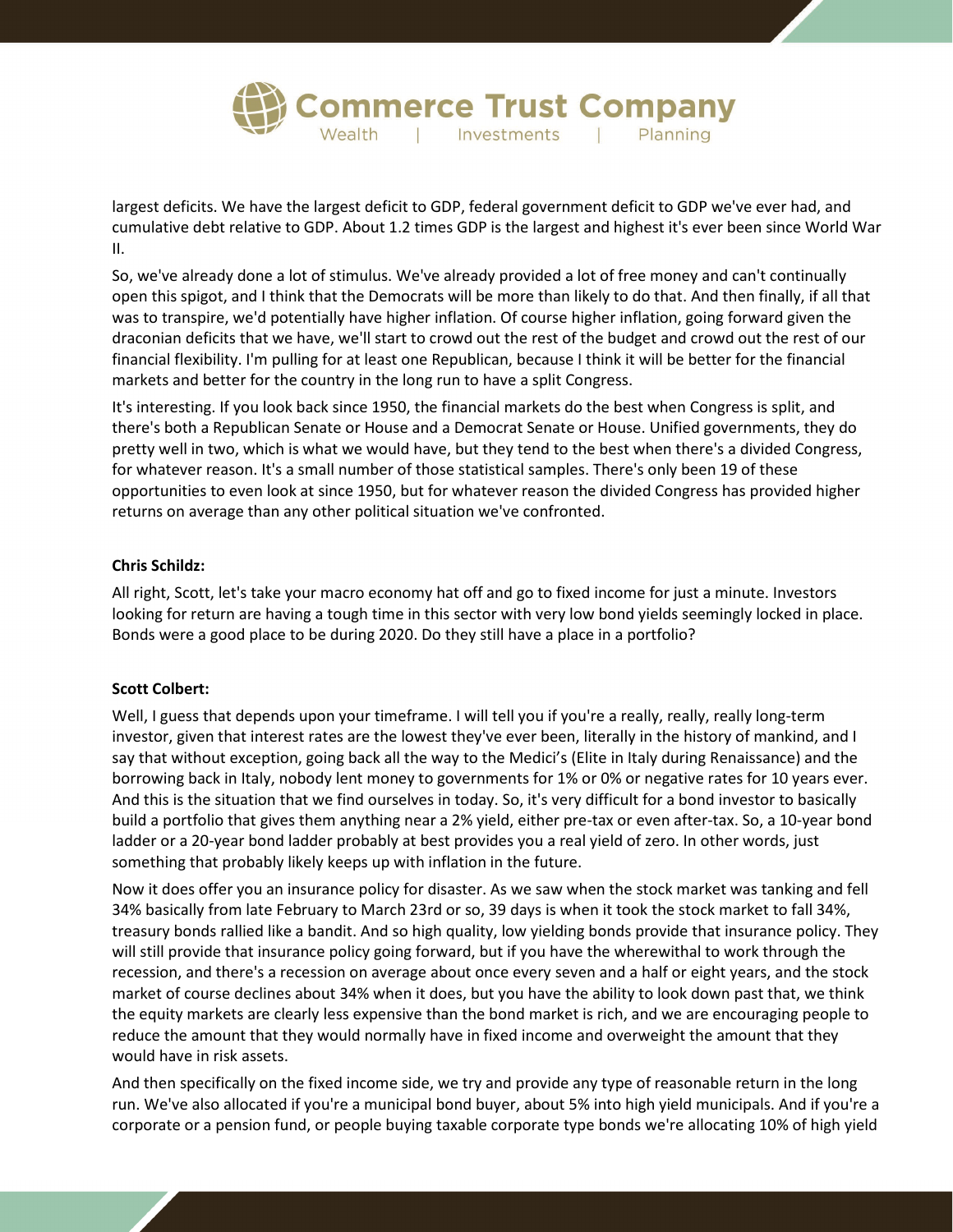largest deficits. We have the largest deficit to GDP, federal government deficit to GDP we've ever had, and cumulative debt relative to GDP. About 1.2 times GDP is the largest and highest it's ever been since World War II.

So, we've already done a lot of stimulus. We've already provided a lot of free money and can't continually open this spigot, and I think that the Democrats will be more than likely to do that. And then finally, if all that was to transpire, we'd potentially have higher inflation. Of course higher inflation, going forward given the draconian deficits that we have, we'll start to crowd out the rest of the budget and crowd out the rest of our financial flexibility. I'm pulling for at least one Republican, because I think it will be better for the financial markets and better for the country in the long run to have a split Congress.

It's interesting. If you look back since 1950, the financial markets do the best when Congress is split, and there's both a Republican Senate or House and a Democrat Senate or House. Unified governments, they do pretty well in two, which is what we would have, but they tend to the best when there's a divided Congress, for whatever reason. It's a small number of those statistical samples. There's only been 19 of these opportunities to even look at since 1950, but for whatever reason the divided Congress has provided higher returns on average than any other political situation we've confronted.

**Chris Schildz:**

All right, Scott, let's take your macro economy hat off and go to fixed income for just a minute. Investors looking for return are having a tough time in this sector with very low bond yields seemingly locked in place. Bonds were a good place to be during 2020. Do they still have a place in a portfolio?

**Scott Colbert:**

Well, I guess that depends upon your timeframe. I will tell you if you're a really, really, really long-term investor, given that interest rates are the lowest they've ever been, literally in the history of mankind, and I say that without exception, going back all the way to the Medici's (Elite in Italy during Renaissance) and the borrowing back in Italy, nobody lent money to governments for 1% or 0% or negative rates for 10 years ever. And this is the situation that we find ourselves in today. So, it's very difficult for a bond investor to basically build a portfolio that gives them anything near a 2% yield, either pre-tax or even after-tax. So, a 10-year bond ladder or a 20-year bond ladder probably at best provides you a real yield of zero. In other words, just something that probably likely keeps up with inflation in the future.

Now it does offer you an insurance policy for disaster. As we saw when the stock market was tanking and fell 34% basically from late February to March 23rd or so, 39 days is when it took the stock market to fall 34%, treasury bonds rallied like a bandit. And so high quality, low yielding bonds provide that insurance policy. They will still provide that insurance policy going forward, but if you have the wherewithal to work through the recession, and there's a recession on average about once every seven and a half or eight years, and the stock market of course declines about 34% when it does, but you have the ability to look down past that, we think the equity markets are clearly less expensive than the bond market is rich, and we are encouraging people to reduce the amount that they would normally have in fixed income and overweight the amount that they would have in risk assets.

And then specifically on the fixed income side, we try and provide any type of reasonable return in the long run. We've also allocated if you're a municipal bond buyer, about 5% into high yield municipals. And if you're a corporate or a pension fund, or people buying taxable corporate type bonds we're allocating 10% of high yield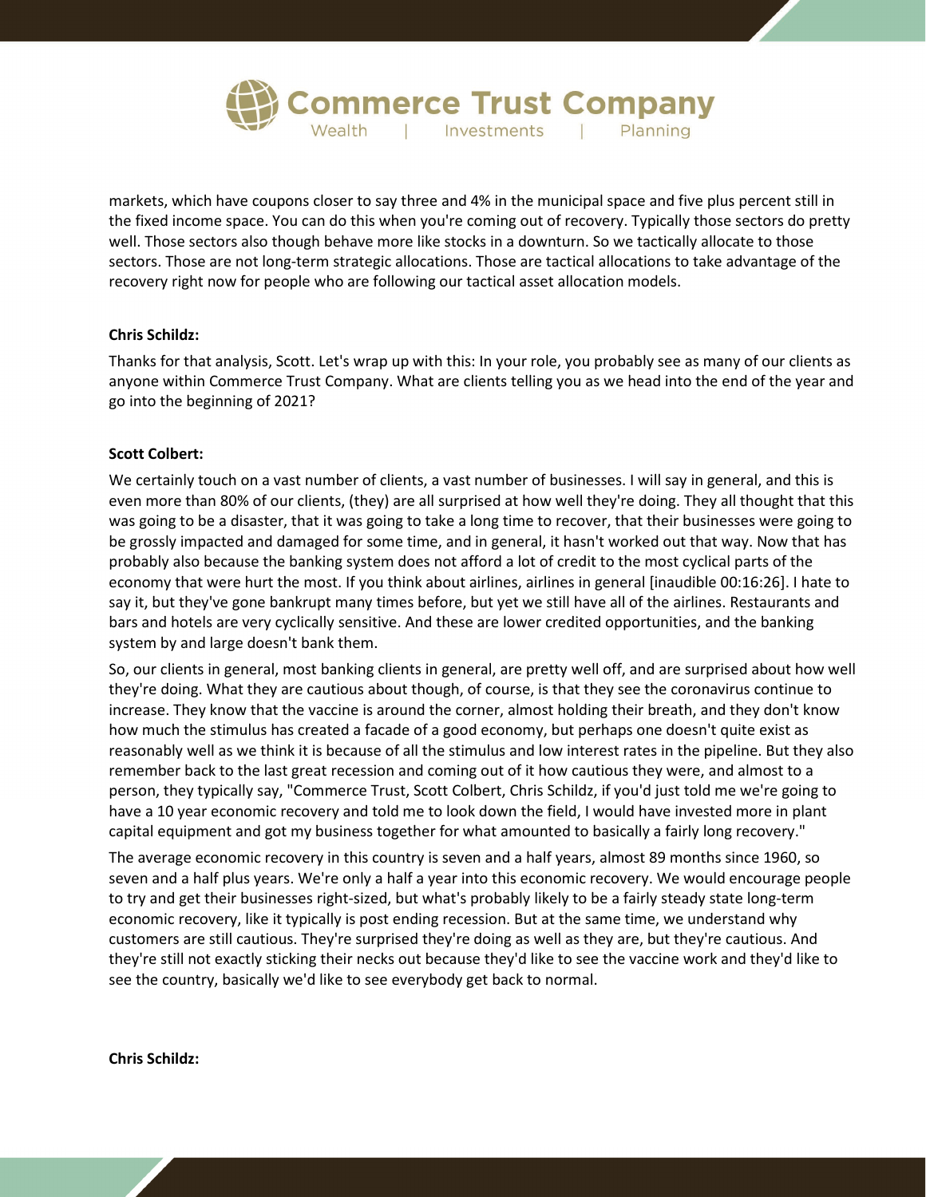markets, which have coupons closer to say three and 4% in the municipal space and five plus percent still in the fixed income space. You can do this when you're coming out of recovery. Typically those sectors do pretty well. Those sectors also though behave more like stocks in a downturn. So we tactically allocate to those sectors. Those are not long-term strategic allocations. Those are tactical allocations to take advantage of the recovery right now for people who are following our tactical asset allocation models.

**Chris Schildz:**

Thanks for that analysis, Scott. Let's wrap up with this: In your role, you probably see as many of our clients as anyone within Commerce Trust Company. What are clients telling you as we head into the end of the year and go into the beginning of 2021?

**Scott Colbert:**

We certainly touch on a vast number of clients, a vast number of businesses. I will say in general, and this is even more than 80% of our clients, (they) are all surprised at how well they're doing. They all thought that this was going to be a disaster, that it was going to take a long time to recover, that their businesses were going to be grossly impacted and damaged for some time, and in general, it hasn't worked out that way. Now that has probably also because the banking system does not afford a lot of credit to the most cyclical parts of the economy that were hurt the most. If you think about airlines, airlines in general [inaudible 00:16:26]. I hate to say it, but they've gone bankrupt many times before, but yet we still have all of the airlines. Restaurants and bars and hotels are very cyclically sensitive. And these are lower credited opportunities, and the banking system by and large doesn't bank them.

So, our clients in general, most banking clients in general, are pretty well off, and are surprised about how well they're doing. What they are cautious about though, of course, is that they see the coronavirus continue to increase. They know that the vaccine is around the corner, almost holding their breath, and they don't know how much the stimulus has created a facade of a good economy, but perhaps one doesn't quite exist as reasonably well as we think it is because of all the stimulus and low interest rates in the pipeline. But they also remember back to the last great recession and coming out of it how cautious they were, and almost to a person, they typically say, "Commerce Trust, Scott Colbert, Chris Schildz, if you'd just told me we're going to have a 10 year economic recovery and told me to look down the field, I would have invested more in plant capital equipment and got my business together for what amounted to basically a fairly long recovery."

The average economic recovery in this country is seven and a half years, almost 89 months since 1960, so seven and a half plus years. We're only a half a year into this economic recovery. We would encourage people to try and get their businesses right-sized, but what's probably likely to be a fairly steady state long-term economic recovery, like it typically is post ending recession. But at the same time, we understand why customers are still cautious. They're surprised they're doing as well as they are, but they're cautious. And they're still not exactly sticking their necks out because they'd like to see the vaccine work and they'd like to see the country, basically we'd like to see everybody get back to normal.

**Chris Schildz:**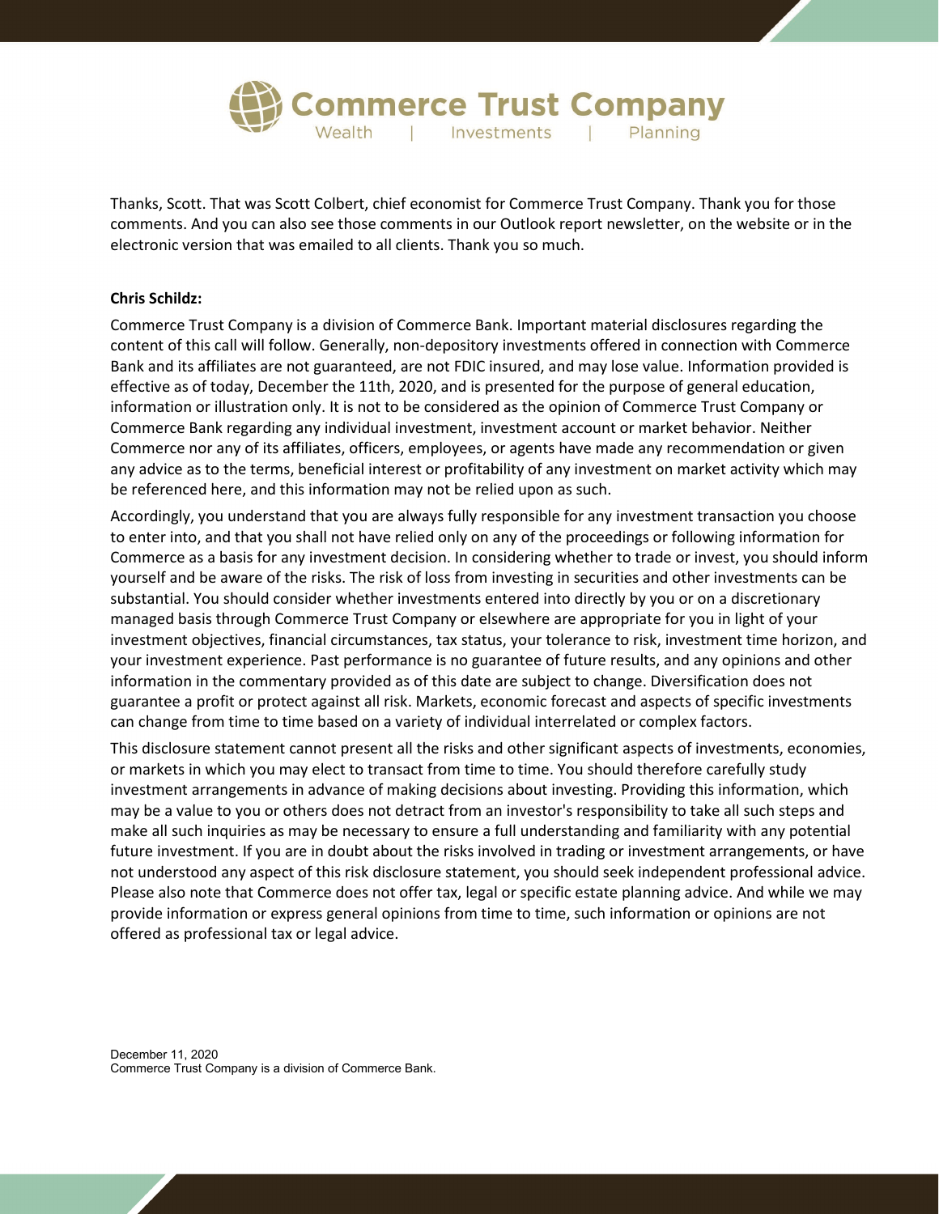Thanks, Scott. That was Scott Colbert, chief economist for Commerce Trust Company. Thank you for those comments. And you can also see those comments in our Outlook report newsletter, on the website or in the electronic version that was emailed to all clients. Thank you so much.

**Chris Schildz:**

Commerce Trust Company is a division of Commerce Bank. Important material disclosures regarding the content of this call will follow. Generally, non-depository investments offered in connection with Commerce Bank and its affiliates are not guaranteed, are not FDIC insured, and may lose value. Information provided is effective as of today, December the 11th, 2020, and is presented for the purpose of general education, information or illustration only. It is not to be considered as the opinion of Commerce Trust Company or Commerce Bank regarding any individual investment, investment account or market behavior. Neither Commerce nor any of its affiliates, officers, employees, or agents have made any recommendation or given any advice as to the terms, beneficial interest or profitability of any investment on market activity which may be referenced here, and this information may not be relied upon as such.

Accordingly, you understand that you are always fully responsible for any investment transaction you choose to enter into, and that you shall not have relied only on any of the proceedings or following information for Commerce as a basis for any investment decision. In considering whether to trade or invest, you should inform yourself and be aware of the risks. The risk of loss from investing in securities and other investments can be substantial. You should consider whether investments entered into directly by you or on a discretionary managed basis through Commerce Trust Company or elsewhere are appropriate for you in light of your investment objectives, financial circumstances, tax status, your tolerance to risk, investment time horizon, and your investment experience. Past performance is no guarantee of future results, and any opinions and other information in the commentary provided as of this date are subject to change. Diversification does not guarantee a profit or protect against all risk. Markets, economic forecast and aspects of specific investments can change from time to time based on a variety of individual interrelated or complex factors.

This disclosure statement cannot present all the risks and other significant aspects of investments, economies, or markets in which you may elect to transact from time to time. You should therefore carefully study investment arrangements in advance of making decisions about investing. Providing this information, which may be a value to you or others does not detract from an investor's responsibility to take all such steps and make all such inquiries as may be necessary to ensure a full understanding and familiarity with any potential future investment. If you are in doubt about the risks involved in trading or investment arrangements, or have not understood any aspect of this risk disclosure statement, you should seek independent professional advice. Please also note that Commerce does not offer tax, legal or specific estate planning advice. And while we may provide information or express general opinions from time to time, such information or opinions are not offered as professional tax or legal advice.